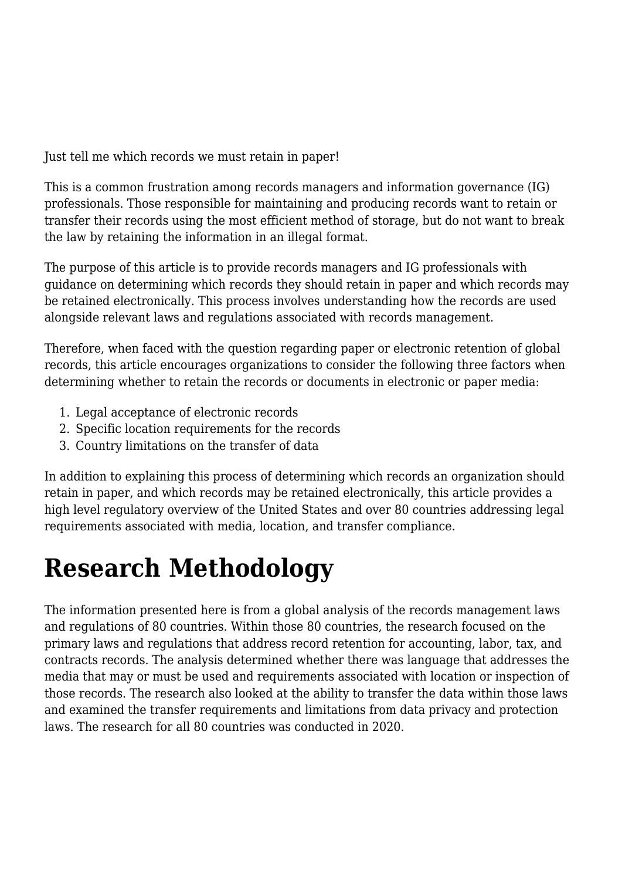Just tell me which records we must retain in paper!

This is a common frustration among records managers and information governance (IG) professionals. Those responsible for maintaining and producing records want to retain or transfer their records using the most efficient method of storage, but do not want to break the law by retaining the information in an illegal format.

The purpose of this article is to provide records managers and IG professionals with guidance on determining which records they should retain in paper and which records may be retained electronically. This process involves understanding how the records are used alongside relevant laws and regulations associated with records management.

Therefore, when faced with the question regarding paper or electronic retention of global records, this article encourages organizations to consider the following three factors when determining whether to retain the records or documents in electronic or paper media:

1. Legal acceptance of electronic records
2. Specific location requirements for the records
3. Country limitations on the transfer of data

In addition to explaining this process of determining which records an organization should retain in paper, and which records may be retained electronically, this article provides a high level regulatory overview of the United States and over 80 countries addressing legal requirements associated with media, location, and transfer compliance.

# Research Methodology

The information presented here is from a global analysis of the records management laws and regulations of 80 countries. Within those 80 countries, the research focused on the primary laws and regulations that address record retention for accounting, labor, tax, and contracts records. The analysis determined whether there was language that addresses the media that may or must be used and requirements associated with location or inspection of those records. The research also looked at the ability to transfer the data within those laws and examined the transfer requirements and limitations from data privacy and protection laws. The research for all 80 countries was conducted in 2020.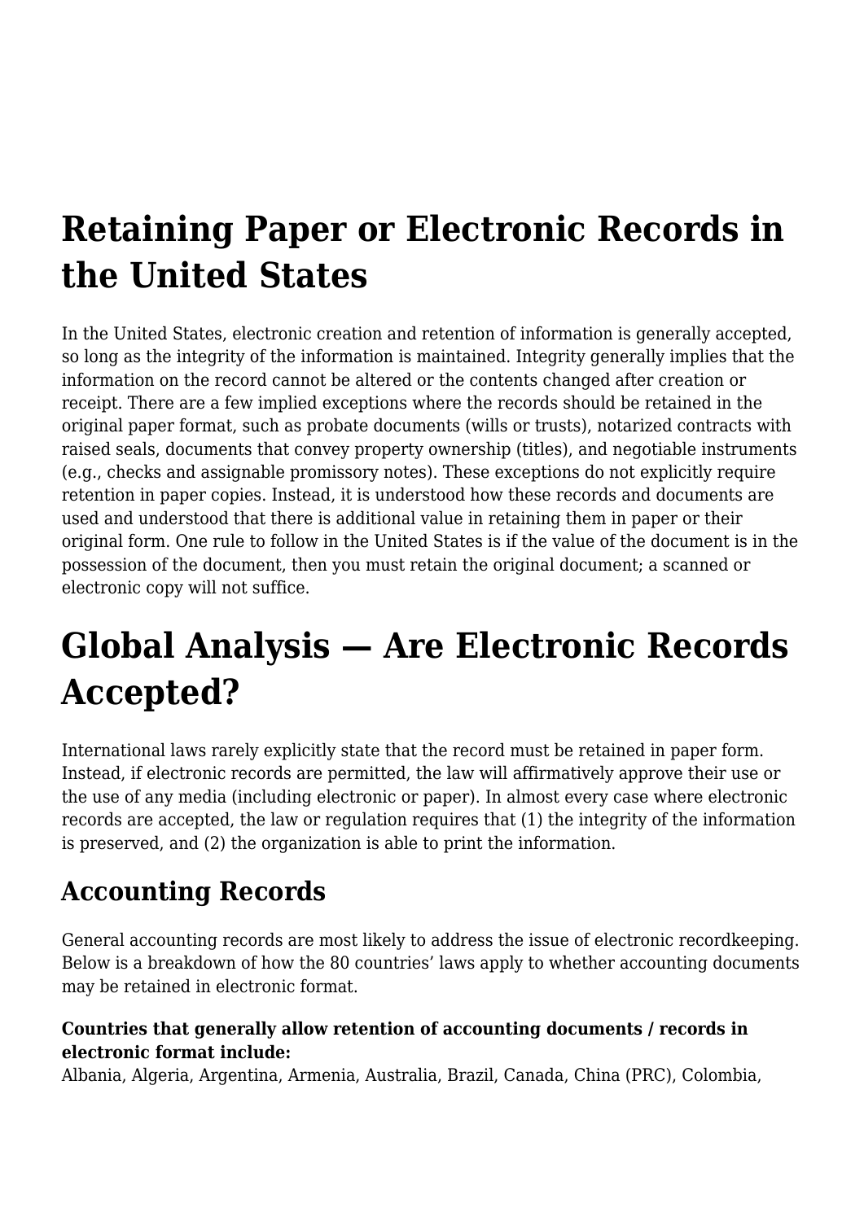# Retaining Paper or Electronic Records in the United States

In the United States, electronic creation and retention of information is generally accepted, so long as the integrity of the information is maintained. Integrity generally implies that the information on the record cannot be altered or the contents changed after creation or receipt. There are a few implied exceptions where the records should be retained in the original paper format, such as probate documents (wills or trusts), notarized contracts with raised seals, documents that convey property ownership (titles), and negotiable instruments (e.g., checks and assignable promissory notes). These exceptions do not explicitly require retention in paper copies. Instead, it is understood how these records and documents are used and understood that there is additional value in retaining them in paper or their original form. One rule to follow in the United States is if the value of the document is in the possession of the document, then you must retain the original document; a scanned or electronic copy will not suffice.

# Global Analysis — Are Electronic Records Accepted?

International laws rarely explicitly state that the record must be retained in paper form. Instead, if electronic records are permitted, the law will affirmatively approve their use or the use of any media (including electronic or paper). In almost every case where electronic records are accepted, the law or regulation requires that (1) the integrity of the information is preserved, and (2) the organization is able to print the information.

## Accounting Records

General accounting records are most likely to address the issue of electronic recordkeeping. Below is a breakdown of how the 80 countries' laws apply to whether accounting documents may be retained in electronic format.

**Countries that generally allow retention of accounting documents / records in electronic format include:**
Albania, Algeria, Argentina, Armenia, Australia, Brazil, Canada, China (PRC), Colombia,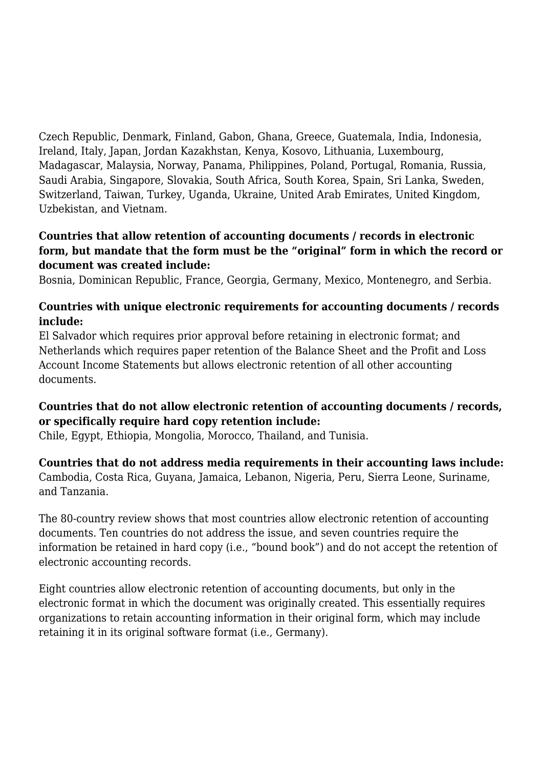Czech Republic, Denmark, Finland, Gabon, Ghana, Greece, Guatemala, India, Indonesia, Ireland, Italy, Japan, Jordan Kazakhstan, Kenya, Kosovo, Lithuania, Luxembourg, Madagascar, Malaysia, Norway, Panama, Philippines, Poland, Portugal, Romania, Russia, Saudi Arabia, Singapore, Slovakia, South Africa, South Korea, Spain, Sri Lanka, Sweden, Switzerland, Taiwan, Turkey, Uganda, Ukraine, United Arab Emirates, United Kingdom, Uzbekistan, and Vietnam.

**Countries that allow retention of accounting documents / records in electronic form, but mandate that the form must be the "original" form in which the record or document was created include:**
Bosnia, Dominican Republic, France, Georgia, Germany, Mexico, Montenegro, and Serbia.

**Countries with unique electronic requirements for accounting documents / records include:**
El Salvador which requires prior approval before retaining in electronic format; and Netherlands which requires paper retention of the Balance Sheet and the Profit and Loss Account Income Statements but allows electronic retention of all other accounting documents.

**Countries that do not allow electronic retention of accounting documents / records, or specifically require hard copy retention include:**
Chile, Egypt, Ethiopia, Mongolia, Morocco, Thailand, and Tunisia.

**Countries that do not address media requirements in their accounting laws include:**
Cambodia, Costa Rica, Guyana, Jamaica, Lebanon, Nigeria, Peru, Sierra Leone, Suriname, and Tanzania.

The 80-country review shows that most countries allow electronic retention of accounting documents. Ten countries do not address the issue, and seven countries require the information be retained in hard copy (i.e., "bound book") and do not accept the retention of electronic accounting records.

Eight countries allow electronic retention of accounting documents, but only in the electronic format in which the document was originally created. This essentially requires organizations to retain accounting information in their original form, which may include retaining it in its original software format (i.e., Germany).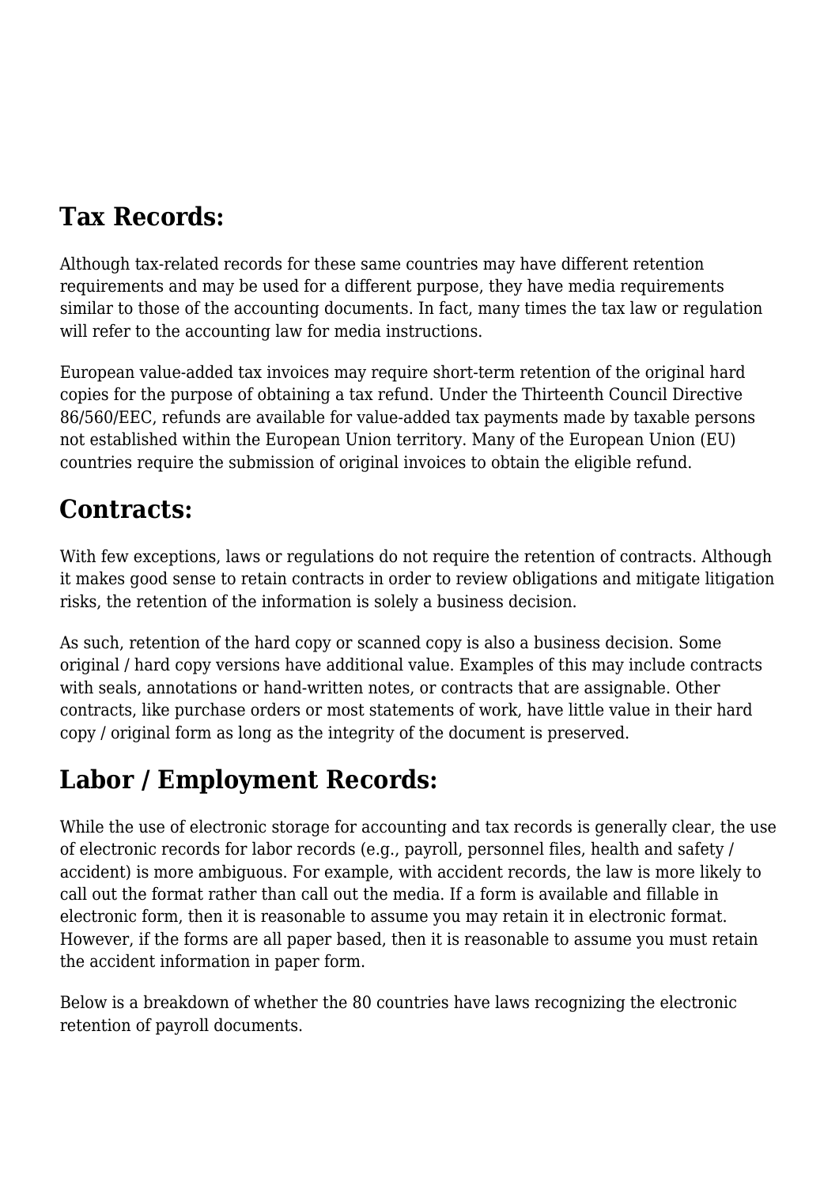## Tax Records:

Although tax-related records for these same countries may have different retention requirements and may be used for a different purpose, they have media requirements similar to those of the accounting documents. In fact, many times the tax law or regulation will refer to the accounting law for media instructions.

European value-added tax invoices may require short-term retention of the original hard copies for the purpose of obtaining a tax refund. Under the Thirteenth Council Directive 86/560/EEC, refunds are available for value-added tax payments made by taxable persons not established within the European Union territory. Many of the European Union (EU) countries require the submission of original invoices to obtain the eligible refund.

## Contracts:

With few exceptions, laws or regulations do not require the retention of contracts. Although it makes good sense to retain contracts in order to review obligations and mitigate litigation risks, the retention of the information is solely a business decision.

As such, retention of the hard copy or scanned copy is also a business decision. Some original / hard copy versions have additional value. Examples of this may include contracts with seals, annotations or hand-written notes, or contracts that are assignable. Other contracts, like purchase orders or most statements of work, have little value in their hard copy / original form as long as the integrity of the document is preserved.

## Labor / Employment Records:

While the use of electronic storage for accounting and tax records is generally clear, the use of electronic records for labor records (e.g., payroll, personnel files, health and safety / accident) is more ambiguous. For example, with accident records, the law is more likely to call out the format rather than call out the media. If a form is available and fillable in electronic form, then it is reasonable to assume you may retain it in electronic format. However, if the forms are all paper based, then it is reasonable to assume you must retain the accident information in paper form.

Below is a breakdown of whether the 80 countries have laws recognizing the electronic retention of payroll documents.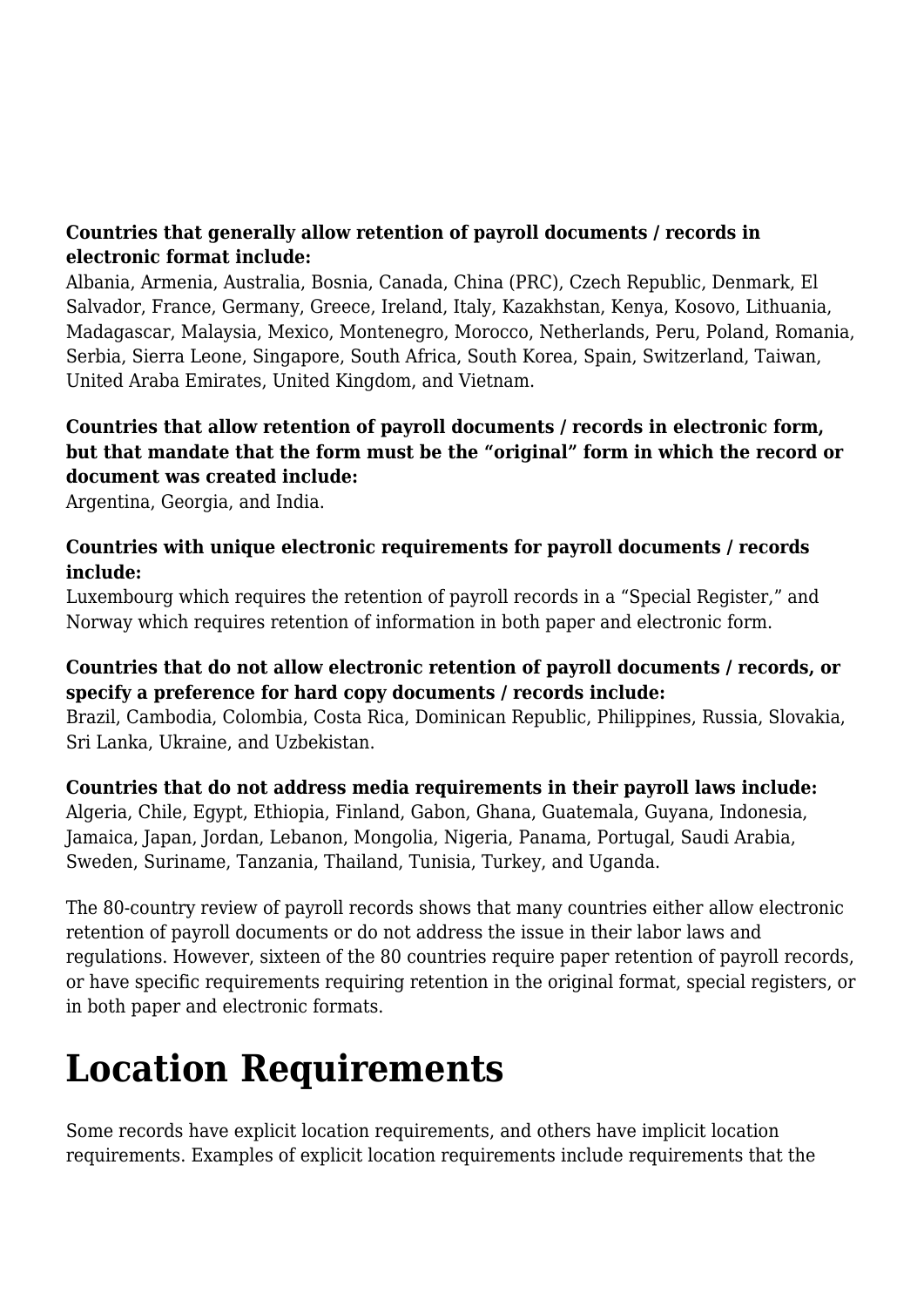**Countries that generally allow retention of payroll documents / records in electronic format include:**
Albania, Armenia, Australia, Bosnia, Canada, China (PRC), Czech Republic, Denmark, El Salvador, France, Germany, Greece, Ireland, Italy, Kazakhstan, Kenya, Kosovo, Lithuania, Madagascar, Malaysia, Mexico, Montenegro, Morocco, Netherlands, Peru, Poland, Romania, Serbia, Sierra Leone, Singapore, South Africa, South Korea, Spain, Switzerland, Taiwan, United Araba Emirates, United Kingdom, and Vietnam.

**Countries that allow retention of payroll documents / records in electronic form, but that mandate that the form must be the "original" form in which the record or document was created include:**
Argentina, Georgia, and India.

**Countries with unique electronic requirements for payroll documents / records include:**
Luxembourg which requires the retention of payroll records in a "Special Register," and Norway which requires retention of information in both paper and electronic form.

**Countries that do not allow electronic retention of payroll documents / records, or specify a preference for hard copy documents / records include:**
Brazil, Cambodia, Colombia, Costa Rica, Dominican Republic, Philippines, Russia, Slovakia, Sri Lanka, Ukraine, and Uzbekistan.

**Countries that do not address media requirements in their payroll laws include:**
Algeria, Chile, Egypt, Ethiopia, Finland, Gabon, Ghana, Guatemala, Guyana, Indonesia, Jamaica, Japan, Jordan, Lebanon, Mongolia, Nigeria, Panama, Portugal, Saudi Arabia, Sweden, Suriname, Tanzania, Thailand, Tunisia, Turkey, and Uganda.

The 80-country review of payroll records shows that many countries either allow electronic retention of payroll documents or do not address the issue in their labor laws and regulations. However, sixteen of the 80 countries require paper retention of payroll records, or have specific requirements requiring retention in the original format, special registers, or in both paper and electronic formats.

# Location Requirements

Some records have explicit location requirements, and others have implicit location requirements. Examples of explicit location requirements include requirements that the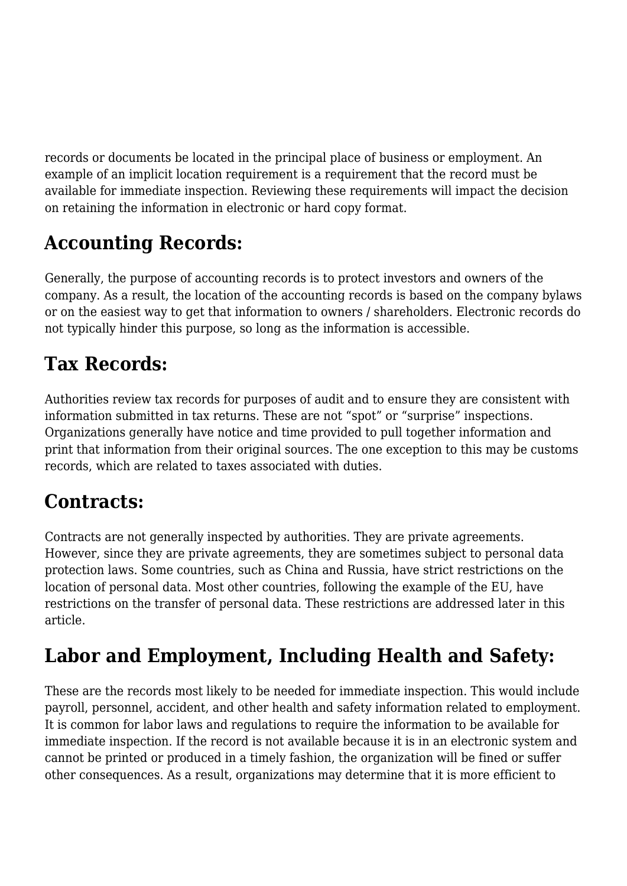records or documents be located in the principal place of business or employment. An example of an implicit location requirement is a requirement that the record must be available for immediate inspection. Reviewing these requirements will impact the decision on retaining the information in electronic or hard copy format.

## Accounting Records:

Generally, the purpose of accounting records is to protect investors and owners of the company. As a result, the location of the accounting records is based on the company bylaws or on the easiest way to get that information to owners / shareholders. Electronic records do not typically hinder this purpose, so long as the information is accessible.

## Tax Records:

Authorities review tax records for purposes of audit and to ensure they are consistent with information submitted in tax returns. These are not "spot" or "surprise" inspections. Organizations generally have notice and time provided to pull together information and print that information from their original sources. The one exception to this may be customs records, which are related to taxes associated with duties.

## Contracts:

Contracts are not generally inspected by authorities. They are private agreements. However, since they are private agreements, they are sometimes subject to personal data protection laws. Some countries, such as China and Russia, have strict restrictions on the location of personal data. Most other countries, following the example of the EU, have restrictions on the transfer of personal data. These restrictions are addressed later in this article.

## Labor and Employment, Including Health and Safety:

These are the records most likely to be needed for immediate inspection. This would include payroll, personnel, accident, and other health and safety information related to employment. It is common for labor laws and regulations to require the information to be available for immediate inspection. If the record is not available because it is in an electronic system and cannot be printed or produced in a timely fashion, the organization will be fined or suffer other consequences. As a result, organizations may determine that it is more efficient to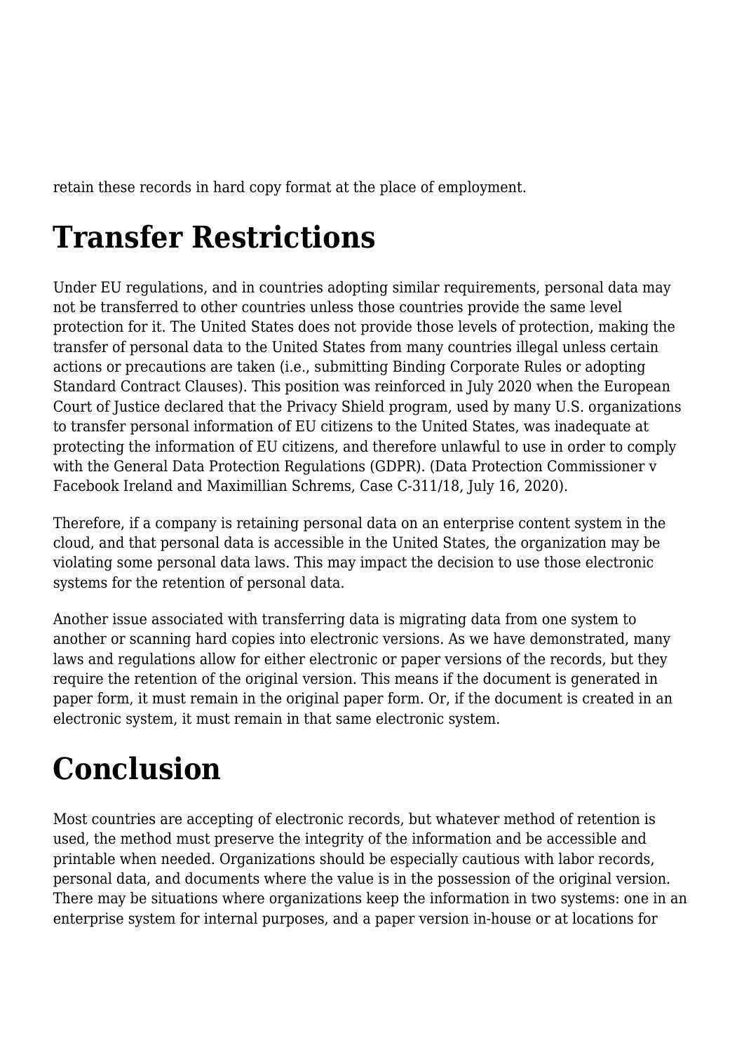retain these records in hard copy format at the place of employment.

# Transfer Restrictions

Under EU regulations, and in countries adopting similar requirements, personal data may not be transferred to other countries unless those countries provide the same level protection for it. The United States does not provide those levels of protection, making the transfer of personal data to the United States from many countries illegal unless certain actions or precautions are taken (i.e., submitting Binding Corporate Rules or adopting Standard Contract Clauses). This position was reinforced in July 2020 when the European Court of Justice declared that the Privacy Shield program, used by many U.S. organizations to transfer personal information of EU citizens to the United States, was inadequate at protecting the information of EU citizens, and therefore unlawful to use in order to comply with the General Data Protection Regulations (GDPR). (Data Protection Commissioner v Facebook Ireland and Maximillian Schrems, Case C-311/18, July 16, 2020).

Therefore, if a company is retaining personal data on an enterprise content system in the cloud, and that personal data is accessible in the United States, the organization may be violating some personal data laws. This may impact the decision to use those electronic systems for the retention of personal data.

Another issue associated with transferring data is migrating data from one system to another or scanning hard copies into electronic versions. As we have demonstrated, many laws and regulations allow for either electronic or paper versions of the records, but they require the retention of the original version. This means if the document is generated in paper form, it must remain in the original paper form. Or, if the document is created in an electronic system, it must remain in that same electronic system.

# Conclusion

Most countries are accepting of electronic records, but whatever method of retention is used, the method must preserve the integrity of the information and be accessible and printable when needed. Organizations should be especially cautious with labor records, personal data, and documents where the value is in the possession of the original version. There may be situations where organizations keep the information in two systems: one in an enterprise system for internal purposes, and a paper version in-house or at locations for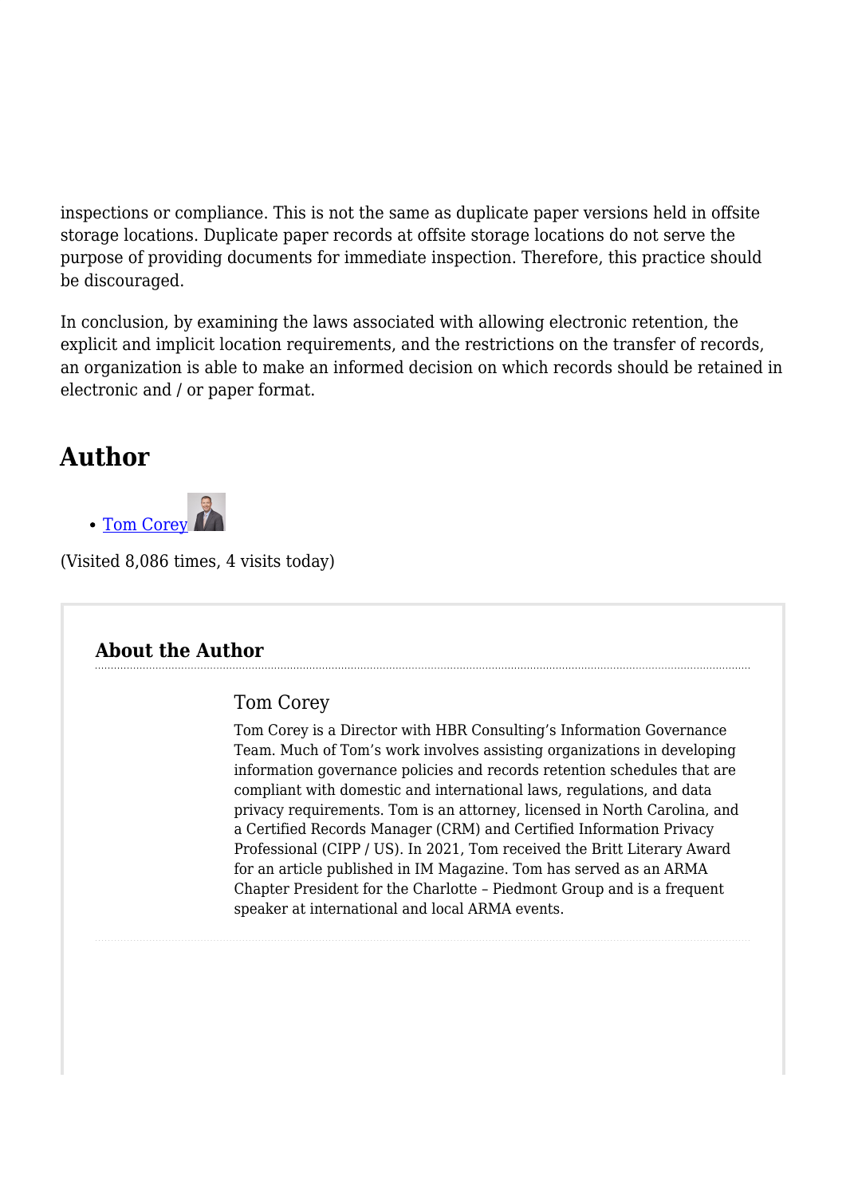inspections or compliance. This is not the same as duplicate paper versions held in offsite storage locations. Duplicate paper records at offsite storage locations do not serve the purpose of providing documents for immediate inspection. Therefore, this practice should be discouraged.

In conclusion, by examining the laws associated with allowing electronic retention, the explicit and implicit location requirements, and the restrictions on the transfer of records, an organization is able to make an informed decision on which records should be retained in electronic and / or paper format.

## Author

- Tom Corey

(Visited 8,086 times, 4 visits today)

### About the Author

Tom Corey

Tom Corey is a Director with HBR Consulting's Information Governance Team. Much of Tom's work involves assisting organizations in developing information governance policies and records retention schedules that are compliant with domestic and international laws, regulations, and data privacy requirements. Tom is an attorney, licensed in North Carolina, and a Certified Records Manager (CRM) and Certified Information Privacy Professional (CIPP / US). In 2021, Tom received the Britt Literary Award for an article published in IM Magazine. Tom has served as an ARMA Chapter President for the Charlotte – Piedmont Group and is a frequent speaker at international and local ARMA events.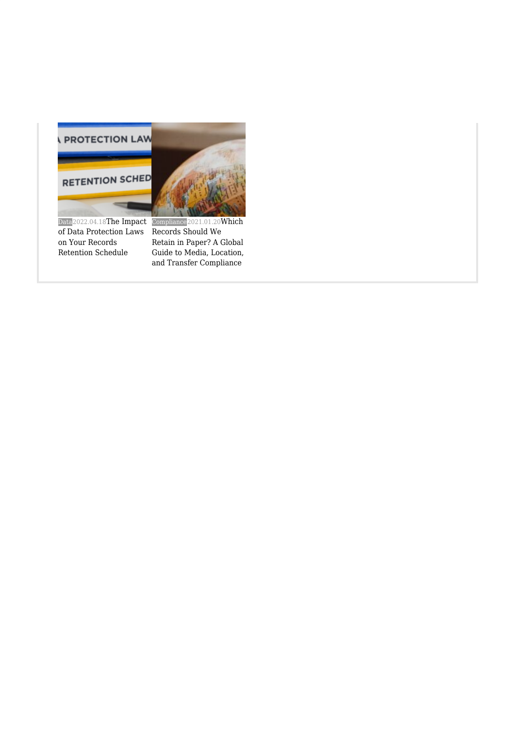Data 2022.04.18 The Impact of Data Protection Laws on Your Records Retention Schedule

Compliance 2021.01.20 Which Records Should We Retain in Paper? A Global Guide to Media, Location, and Transfer Compliance